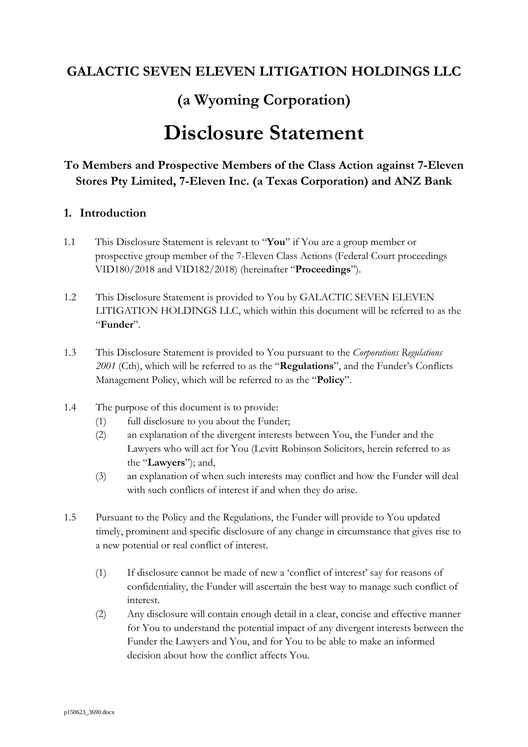# GALACTIC SEVEN ELEVEN LITIGATION HOLDINGS LLC

# (a Wyoming Corporation)

# Disclosure Statement

## To Members and Prospective Members of the Class Action against 7-Eleven Stores Pty Limited, 7-Eleven Inc. (a Texas Corporation) and ANZ Bank

## 1. Introduction

1.1 This Disclosure Statement is relevant to "**You**" if You are a group member or prospective group member of the 7-Eleven Class Actions (Federal Court proceedings VID180/2018 and VID182/2018) (hereinafter "**Proceedings**").

1.2 This Disclosure Statement is provided to You by GALACTIC SEVEN ELEVEN LITIGATION HOLDINGS LLC, which within this document will be referred to as the "**Funder**".

1.3 This Disclosure Statement is provided to You pursuant to the *Corporations Regulations 2001* (Cth), which will be referred to as the "**Regulations**", and the Funder's Conflicts Management Policy, which will be referred to as the "**Policy**".

1.4 The purpose of this document is to provide:

(1) full disclosure to you about the Funder;

(2) an explanation of the divergent interests between You, the Funder and the Lawyers who will act for You (Levitt Robinson Solicitors, herein referred to as the "**Lawyers**"); and,

(3) an explanation of when such interests may conflict and how the Funder will deal with such conflicts of interest if and when they do arise.

1.5 Pursuant to the Policy and the Regulations, the Funder will provide to You updated timely, prominent and specific disclosure of any change in circumstance that gives rise to a new potential or real conflict of interest.

(1) If disclosure cannot be made of new a 'conflict of interest' say for reasons of confidentiality, the Funder will ascertain the best way to manage such conflict of interest.

(2) Any disclosure will contain enough detail in a clear, concise and effective manner for You to understand the potential impact of any divergent interests between the Funder the Lawyers and You, and for You to be able to make an informed decision about how the conflict affects You.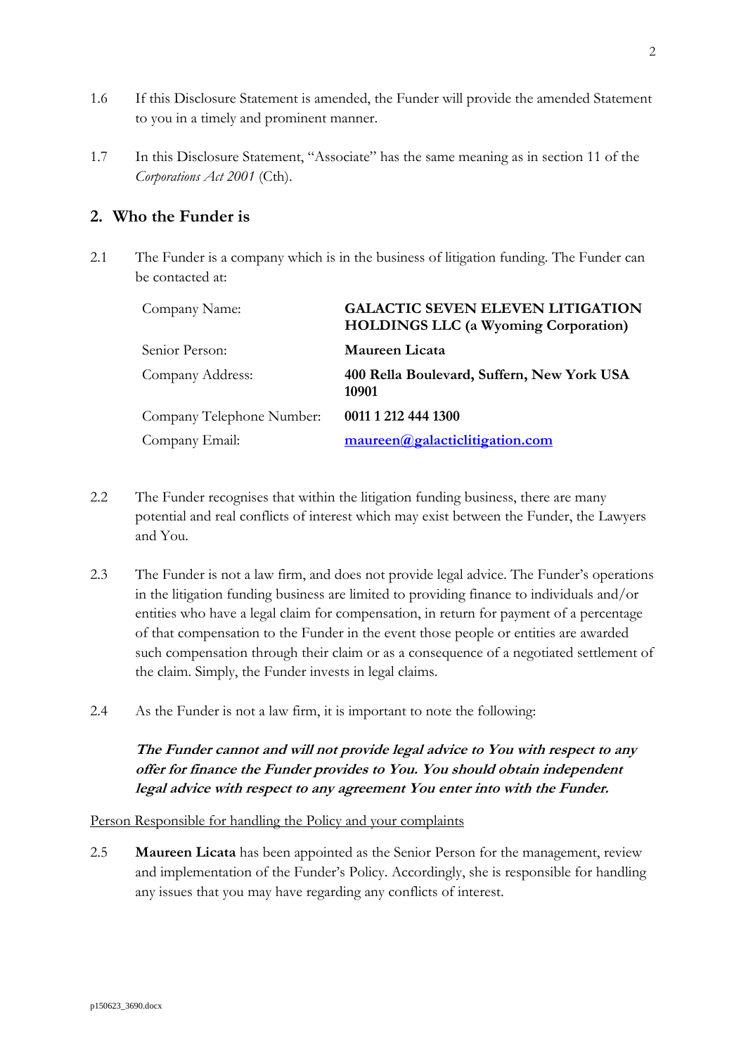1.6 If this Disclosure Statement is amended, the Funder will provide the amended Statement to you in a timely and prominent manner.

1.7 In this Disclosure Statement, "Associate" has the same meaning as in section 11 of the *Corporations Act 2001* (Cth).

## 2. Who the Funder is

2.1 The Funder is a company which is in the business of litigation funding. The Funder can be contacted at:

| | |
|---|---|
| Company Name: | **GALACTIC SEVEN ELEVEN LITIGATION HOLDINGS LLC (a Wyoming Corporation)** |
| Senior Person: | **Maureen Licata** |
| Company Address: | **400 Rella Boulevard, Suffern, New York USA 10901** |
| Company Telephone Number: | **0011 1 212 444 1300** |
| Company Email: | **maureen@galacticlitigation.com** |

2.2 The Funder recognises that within the litigation funding business, there are many potential and real conflicts of interest which may exist between the Funder, the Lawyers and You.

2.3 The Funder is not a law firm, and does not provide legal advice. The Funder's operations in the litigation funding business are limited to providing finance to individuals and/or entities who have a legal claim for compensation, in return for payment of a percentage of that compensation to the Funder in the event those people or entities are awarded such compensation through their claim or as a consequence of a negotiated settlement of the claim. Simply, the Funder invests in legal claims.

2.4 As the Funder is not a law firm, it is important to note the following:

***The Funder cannot and will not provide legal advice to You with respect to any offer for finance the Funder provides to You. You should obtain independent legal advice with respect to any agreement You enter into with the Funder.***

Person Responsible for handling the Policy and your complaints

2.5 **Maureen Licata** has been appointed as the Senior Person for the management, review and implementation of the Funder's Policy. Accordingly, she is responsible for handling any issues that you may have regarding any conflicts of interest.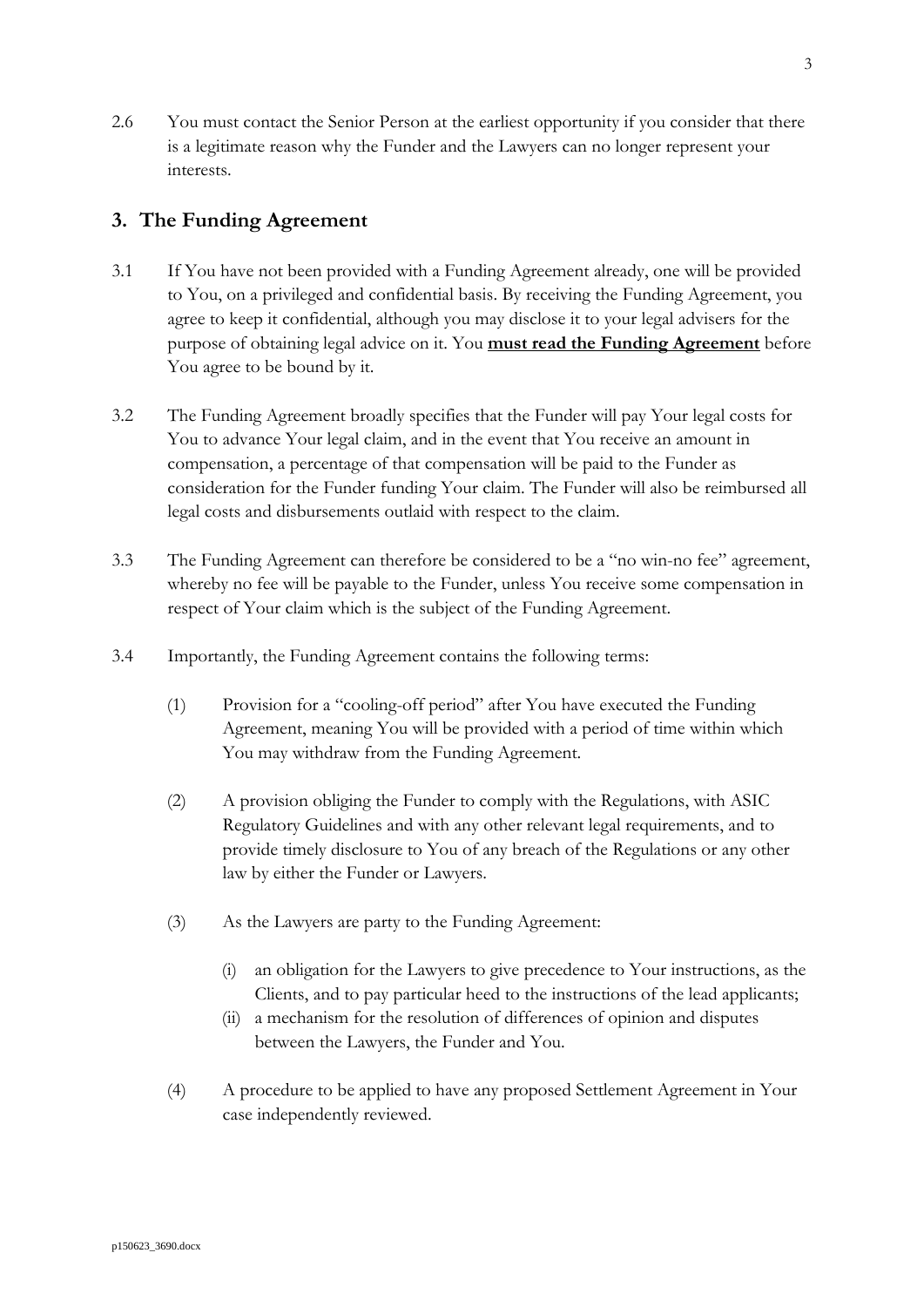2.6 You must contact the Senior Person at the earliest opportunity if you consider that there is a legitimate reason why the Funder and the Lawyers can no longer represent your interests.

## 3. The Funding Agreement

3.1 If You have not been provided with a Funding Agreement already, one will be provided to You, on a privileged and confidential basis. By receiving the Funding Agreement, you agree to keep it confidential, although you may disclose it to your legal advisers for the purpose of obtaining legal advice on it. You **<u>must read the Funding Agreement</u>** before You agree to be bound by it.

3.2 The Funding Agreement broadly specifies that the Funder will pay Your legal costs for You to advance Your legal claim, and in the event that You receive an amount in compensation, a percentage of that compensation will be paid to the Funder as consideration for the Funder funding Your claim. The Funder will also be reimbursed all legal costs and disbursements outlaid with respect to the claim.

3.3 The Funding Agreement can therefore be considered to be a "no win-no fee" agreement, whereby no fee will be payable to the Funder, unless You receive some compensation in respect of Your claim which is the subject of the Funding Agreement.

3.4 Importantly, the Funding Agreement contains the following terms:

(1) Provision for a "cooling-off period" after You have executed the Funding Agreement, meaning You will be provided with a period of time within which You may withdraw from the Funding Agreement.

(2) A provision obliging the Funder to comply with the Regulations, with ASIC Regulatory Guidelines and with any other relevant legal requirements, and to provide timely disclosure to You of any breach of the Regulations or any other law by either the Funder or Lawyers.

(3) As the Lawyers are party to the Funding Agreement:

(i) an obligation for the Lawyers to give precedence to Your instructions, as the Clients, and to pay particular heed to the instructions of the lead applicants;

(ii) a mechanism for the resolution of differences of opinion and disputes between the Lawyers, the Funder and You.

(4) A procedure to be applied to have any proposed Settlement Agreement in Your case independently reviewed.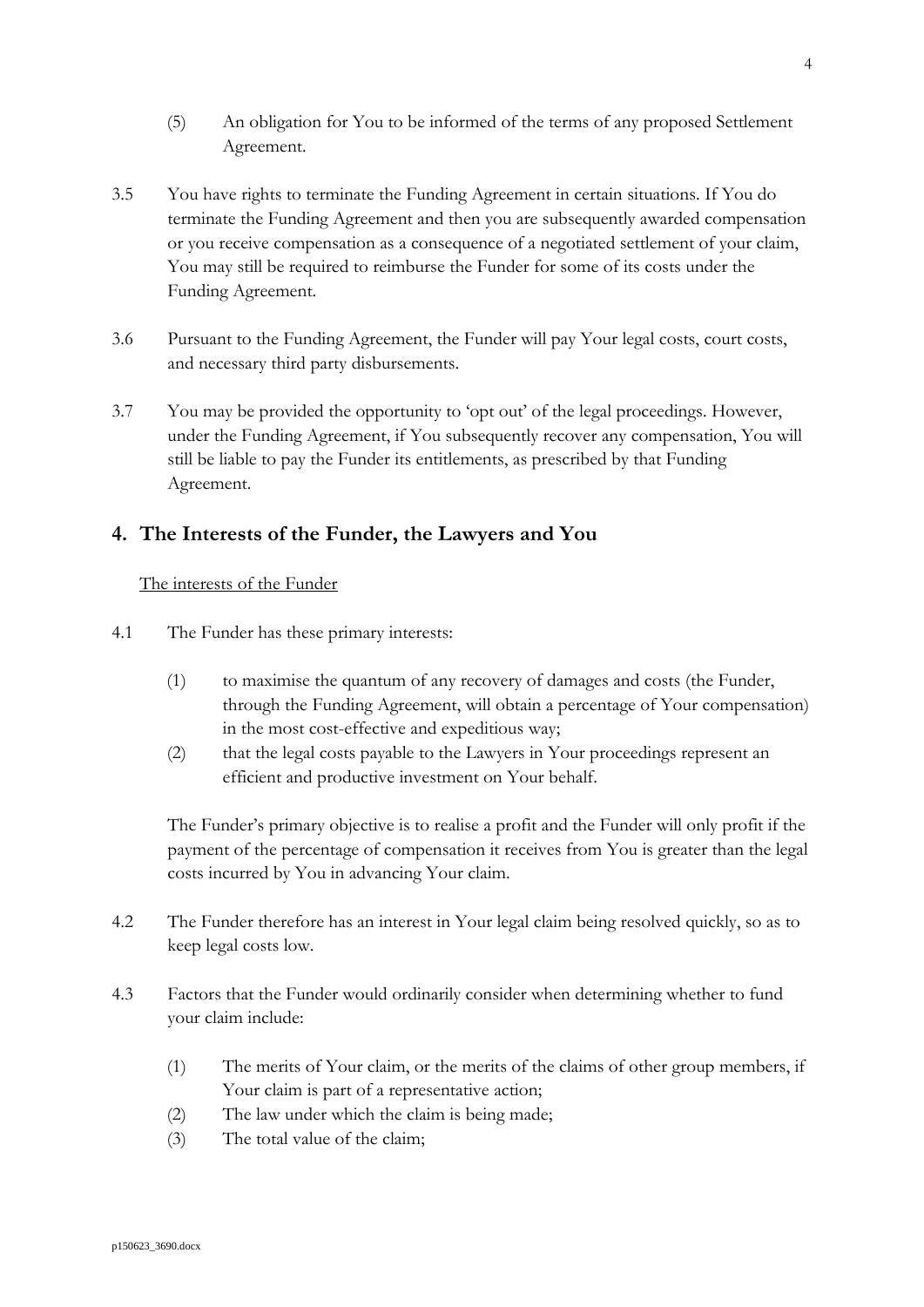(5) An obligation for You to be informed of the terms of any proposed Settlement Agreement.

3.5 You have rights to terminate the Funding Agreement in certain situations. If You do terminate the Funding Agreement and then you are subsequently awarded compensation or you receive compensation as a consequence of a negotiated settlement of your claim, You may still be required to reimburse the Funder for some of its costs under the Funding Agreement.

3.6 Pursuant to the Funding Agreement, the Funder will pay Your legal costs, court costs, and necessary third party disbursements.

3.7 You may be provided the opportunity to 'opt out' of the legal proceedings. However, under the Funding Agreement, if You subsequently recover any compensation, You will still be liable to pay the Funder its entitlements, as prescribed by that Funding Agreement.

## 4. The Interests of the Funder, the Lawyers and You

The interests of the Funder

4.1 The Funder has these primary interests:

(1) to maximise the quantum of any recovery of damages and costs (the Funder, through the Funding Agreement, will obtain a percentage of Your compensation) in the most cost-effective and expeditious way;

(2) that the legal costs payable to the Lawyers in Your proceedings represent an efficient and productive investment on Your behalf.

The Funder's primary objective is to realise a profit and the Funder will only profit if the payment of the percentage of compensation it receives from You is greater than the legal costs incurred by You in advancing Your claim.

4.2 The Funder therefore has an interest in Your legal claim being resolved quickly, so as to keep legal costs low.

4.3 Factors that the Funder would ordinarily consider when determining whether to fund your claim include:

(1) The merits of Your claim, or the merits of the claims of other group members, if Your claim is part of a representative action;

(2) The law under which the claim is being made;

(3) The total value of the claim;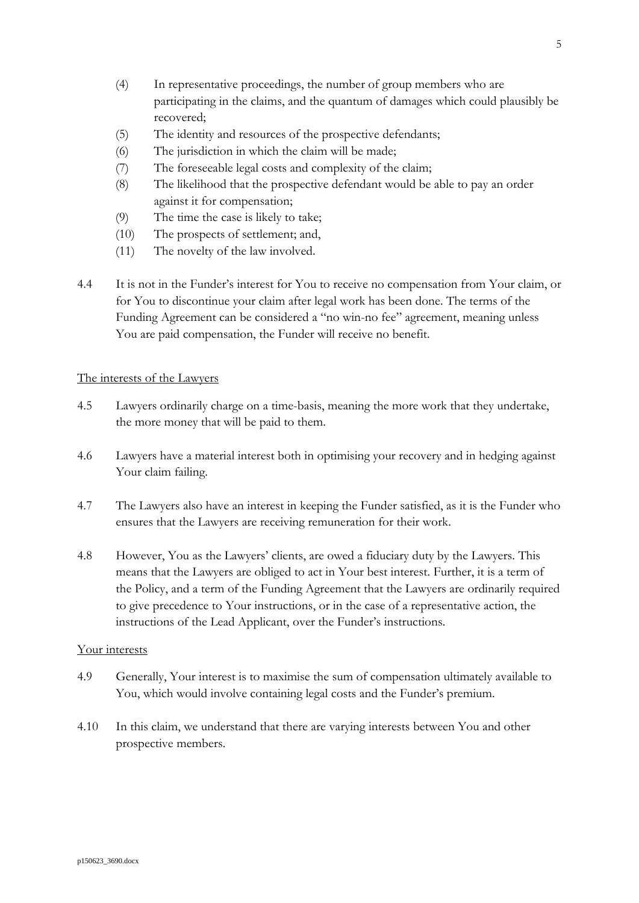(4) In representative proceedings, the number of group members who are participating in the claims, and the quantum of damages which could plausibly be recovered;

(5) The identity and resources of the prospective defendants;

(6) The jurisdiction in which the claim will be made;

(7) The foreseeable legal costs and complexity of the claim;

(8) The likelihood that the prospective defendant would be able to pay an order against it for compensation;

(9) The time the case is likely to take;

(10) The prospects of settlement; and,

(11) The novelty of the law involved.

4.4 It is not in the Funder's interest for You to receive no compensation from Your claim, or for You to discontinue your claim after legal work has been done. The terms of the Funding Agreement can be considered a "no win-no fee" agreement, meaning unless You are paid compensation, the Funder will receive no benefit.

<u>The interests of the Lawyers</u>

4.5 Lawyers ordinarily charge on a time-basis, meaning the more work that they undertake, the more money that will be paid to them.

4.6 Lawyers have a material interest both in optimising your recovery and in hedging against Your claim failing.

4.7 The Lawyers also have an interest in keeping the Funder satisfied, as it is the Funder who ensures that the Lawyers are receiving remuneration for their work.

4.8 However, You as the Lawyers' clients, are owed a fiduciary duty by the Lawyers. This means that the Lawyers are obliged to act in Your best interest. Further, it is a term of the Policy, and a term of the Funding Agreement that the Lawyers are ordinarily required to give precedence to Your instructions, or in the case of a representative action, the instructions of the Lead Applicant, over the Funder's instructions.

<u>Your interests</u>

4.9 Generally, Your interest is to maximise the sum of compensation ultimately available to You, which would involve containing legal costs and the Funder's premium.

4.10 In this claim, we understand that there are varying interests between You and other prospective members.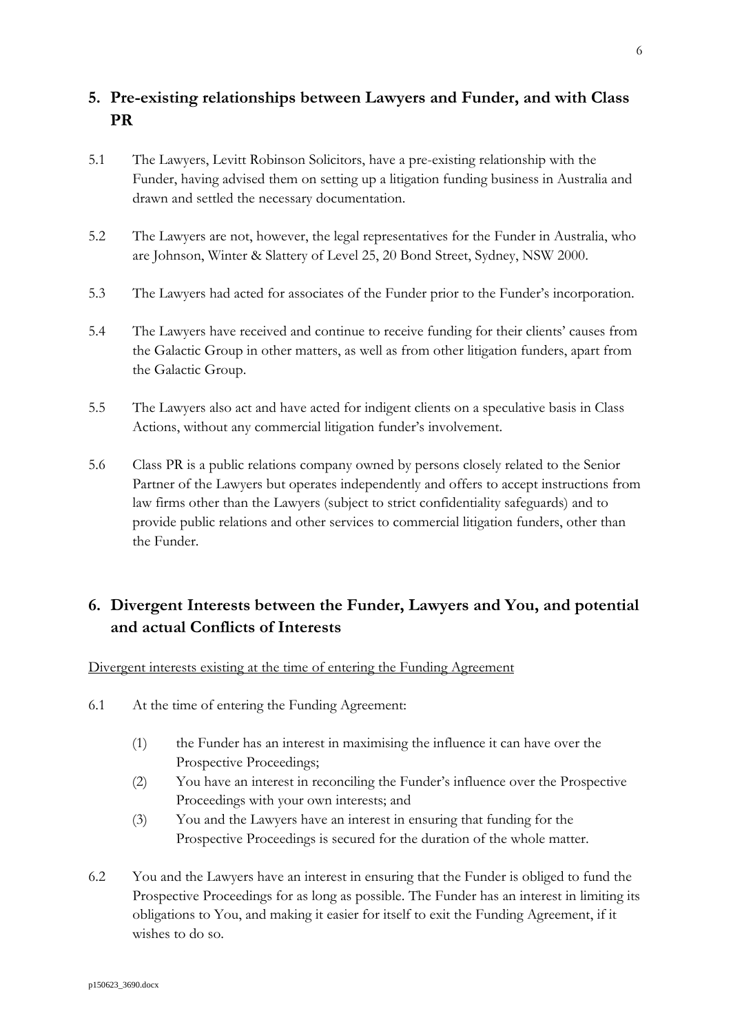## 5. Pre-existing relationships between Lawyers and Funder, and with Class PR

5.1 The Lawyers, Levitt Robinson Solicitors, have a pre-existing relationship with the Funder, having advised them on setting up a litigation funding business in Australia and drawn and settled the necessary documentation.

5.2 The Lawyers are not, however, the legal representatives for the Funder in Australia, who are Johnson, Winter & Slattery of Level 25, 20 Bond Street, Sydney, NSW 2000.

5.3 The Lawyers had acted for associates of the Funder prior to the Funder's incorporation.

5.4 The Lawyers have received and continue to receive funding for their clients' causes from the Galactic Group in other matters, as well as from other litigation funders, apart from the Galactic Group.

5.5 The Lawyers also act and have acted for indigent clients on a speculative basis in Class Actions, without any commercial litigation funder's involvement.

5.6 Class PR is a public relations company owned by persons closely related to the Senior Partner of the Lawyers but operates independently and offers to accept instructions from law firms other than the Lawyers (subject to strict confidentiality safeguards) and to provide public relations and other services to commercial litigation funders, other than the Funder.

## 6. Divergent Interests between the Funder, Lawyers and You, and potential and actual Conflicts of Interests

<u>Divergent interests existing at the time of entering the Funding Agreement</u>

6.1 At the time of entering the Funding Agreement:

(1) the Funder has an interest in maximising the influence it can have over the Prospective Proceedings;

(2) You have an interest in reconciling the Funder's influence over the Prospective Proceedings with your own interests; and

(3) You and the Lawyers have an interest in ensuring that funding for the Prospective Proceedings is secured for the duration of the whole matter.

6.2 You and the Lawyers have an interest in ensuring that the Funder is obliged to fund the Prospective Proceedings for as long as possible. The Funder has an interest in limiting its obligations to You, and making it easier for itself to exit the Funding Agreement, if it wishes to do so.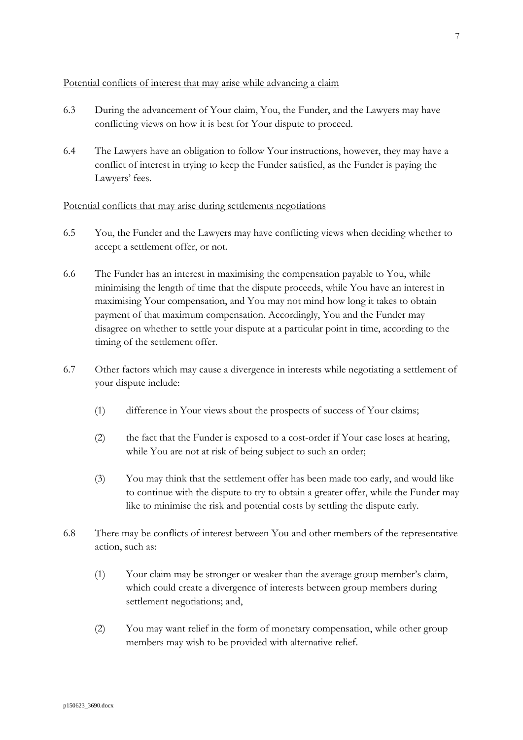Potential conflicts of interest that may arise while advancing a claim

6.3 During the advancement of Your claim, You, the Funder, and the Lawyers may have conflicting views on how it is best for Your dispute to proceed.

6.4 The Lawyers have an obligation to follow Your instructions, however, they may have a conflict of interest in trying to keep the Funder satisfied, as the Funder is paying the Lawyers' fees.

Potential conflicts that may arise during settlements negotiations

6.5 You, the Funder and the Lawyers may have conflicting views when deciding whether to accept a settlement offer, or not.

6.6 The Funder has an interest in maximising the compensation payable to You, while minimising the length of time that the dispute proceeds, while You have an interest in maximising Your compensation, and You may not mind how long it takes to obtain payment of that maximum compensation. Accordingly, You and the Funder may disagree on whether to settle your dispute at a particular point in time, according to the timing of the settlement offer.

6.7 Other factors which may cause a divergence in interests while negotiating a settlement of your dispute include:

(1) difference in Your views about the prospects of success of Your claims;

(2) the fact that the Funder is exposed to a cost-order if Your case loses at hearing, while You are not at risk of being subject to such an order;

(3) You may think that the settlement offer has been made too early, and would like to continue with the dispute to try to obtain a greater offer, while the Funder may like to minimise the risk and potential costs by settling the dispute early.

6.8 There may be conflicts of interest between You and other members of the representative action, such as:

(1) Your claim may be stronger or weaker than the average group member's claim, which could create a divergence of interests between group members during settlement negotiations; and,

(2) You may want relief in the form of monetary compensation, while other group members may wish to be provided with alternative relief.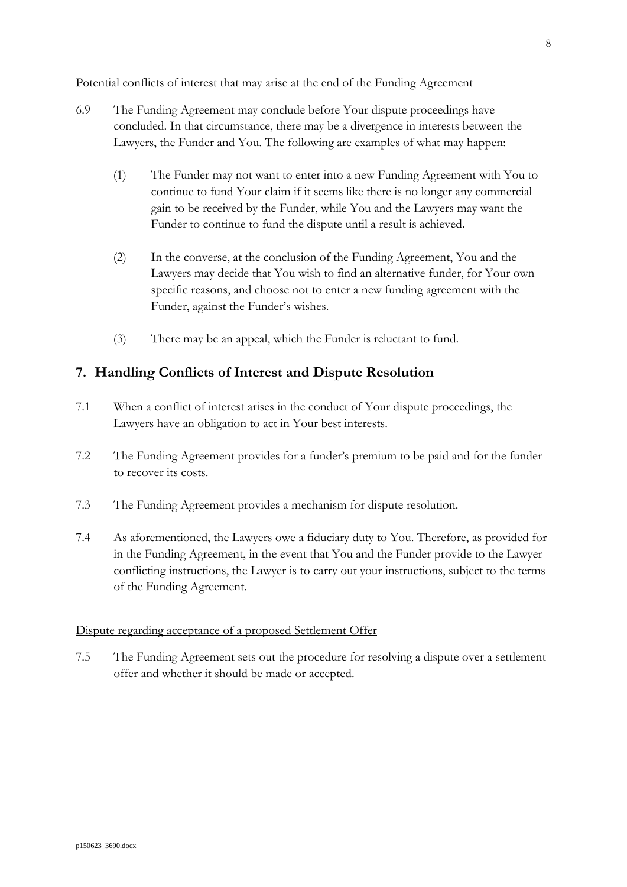Potential conflicts of interest that may arise at the end of the Funding Agreement

6.9 The Funding Agreement may conclude before Your dispute proceedings have concluded. In that circumstance, there may be a divergence in interests between the Lawyers, the Funder and You. The following are examples of what may happen:

(1) The Funder may not want to enter into a new Funding Agreement with You to continue to fund Your claim if it seems like there is no longer any commercial gain to be received by the Funder, while You and the Lawyers may want the Funder to continue to fund the dispute until a result is achieved.

(2) In the converse, at the conclusion of the Funding Agreement, You and the Lawyers may decide that You wish to find an alternative funder, for Your own specific reasons, and choose not to enter a new funding agreement with the Funder, against the Funder's wishes.

(3) There may be an appeal, which the Funder is reluctant to fund.

## 7. Handling Conflicts of Interest and Dispute Resolution

7.1 When a conflict of interest arises in the conduct of Your dispute proceedings, the Lawyers have an obligation to act in Your best interests.

7.2 The Funding Agreement provides for a funder's premium to be paid and for the funder to recover its costs.

7.3 The Funding Agreement provides a mechanism for dispute resolution.

7.4 As aforementioned, the Lawyers owe a fiduciary duty to You. Therefore, as provided for in the Funding Agreement, in the event that You and the Funder provide to the Lawyer conflicting instructions, the Lawyer is to carry out your instructions, subject to the terms of the Funding Agreement.

Dispute regarding acceptance of a proposed Settlement Offer

7.5 The Funding Agreement sets out the procedure for resolving a dispute over a settlement offer and whether it should be made or accepted.